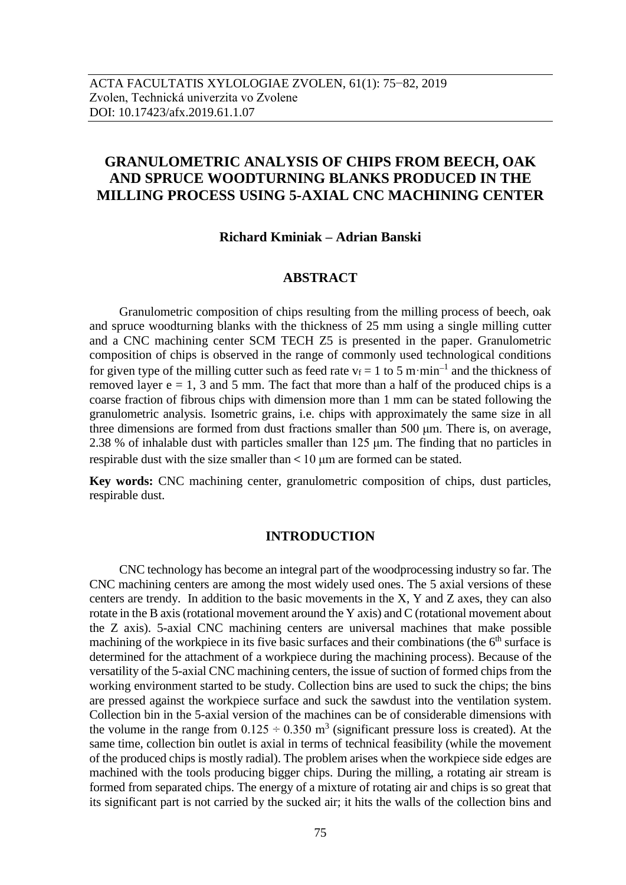# GRANULOMETRIC ANALYSIS OF CHIPS FROM BEECH, OAK AND SPRUCE WOODTURNING BLANKS PRODUCED IN THE MILLING PROCESS USING 5-AXIAL CNC MACHINING CENTER

**Richard Kminiak – Adrian Banski**

## ABSTRACT

Granulometric composition of chips resulting from the milling process of beech, oak and spruce woodturning blanks with the thickness of 25 mm using a single milling cutter and a CNC machining center SCM TECH Z5 is presented in the paper. Granulometric composition of chips is observed in the range of commonly used technological conditions for given type of the milling cutter such as feed rate $v_f = 1$ to $5\ \text{m}\cdot\text{min}^{-1}$ and the thickness of removed layer $e = 1$, 3 and 5 mm. The fact that more than a half of the produced chips is a coarse fraction of fibrous chips with dimension more than 1 mm can be stated following the granulometric analysis. Isometric grains, i.e. chips with approximately the same size in all three dimensions are formed from dust fractions smaller than 500 μm. There is, on average, 2.38 % of inhalable dust with particles smaller than 125 μm. The finding that no particles in respirable dust with the size smaller than < 10 μm are formed can be stated.

**Key words:** CNC machining center, granulometric composition of chips, dust particles, respirable dust.

## INTRODUCTION

CNC technology has become an integral part of the woodprocessing industry so far. The CNC machining centers are among the most widely used ones. The 5 axial versions of these centers are trendy. In addition to the basic movements in the X, Y and Z axes, they can also rotate in the B axis (rotational movement around the Y axis) and C (rotational movement about the Z axis). 5-axial CNC machining centers are universal machines that make possible machining of the workpiece in its five basic surfaces and their combinations (the 6th surface is determined for the attachment of a workpiece during the machining process). Because of the versatility of the 5-axial CNC machining centers, the issue of suction of formed chips from the working environment started to be study. Collection bins are used to suck the chips; the bins are pressed against the workpiece surface and suck the sawdust into the ventilation system. Collection bin in the 5-axial version of the machines can be of considerable dimensions with the volume in the range from $0.125 \div 0.350\ \text{m}^3$ (significant pressure loss is created). At the same time, collection bin outlet is axial in terms of technical feasibility (while the movement of the produced chips is mostly radial). The problem arises when the workpiece side edges are machined with the tools producing bigger chips. During the milling, a rotating air stream is formed from separated chips. The energy of a mixture of rotating air and chips is so great that its significant part is not carried by the sucked air; it hits the walls of the collection bins and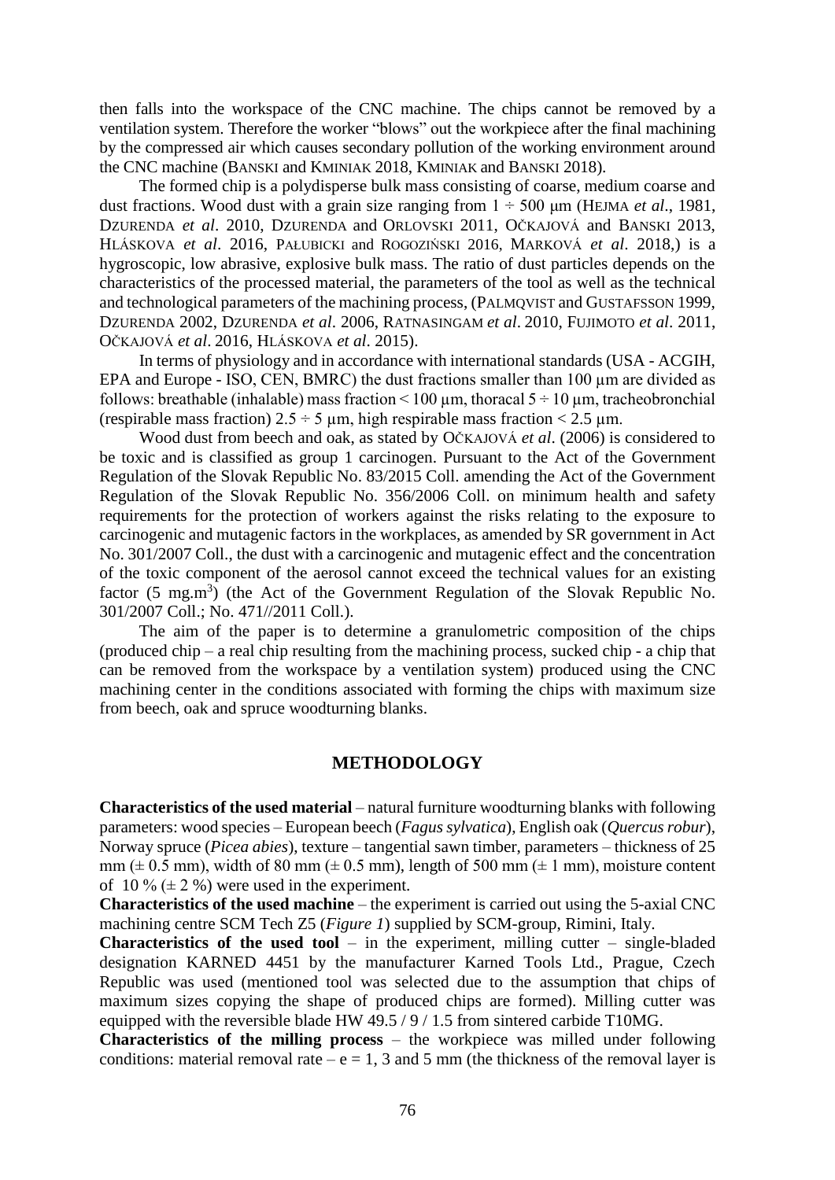then falls into the workspace of the CNC machine. The chips cannot be removed by a ventilation system. Therefore the worker "blows" out the workpiece after the final machining by the compressed air which causes secondary pollution of the working environment around the CNC machine (BANSKI and KMINIAK 2018, KMINIAK and BANSKI 2018).

The formed chip is a polydisperse bulk mass consisting of coarse, medium coarse and dust fractions. Wood dust with a grain size ranging from 1 ÷ 500 μm (HEJMA *et al*., 1981, DZURENDA *et al*. 2010, DZURENDA and ORLOVSKI 2011, OČKAJOVÁ and BANSKI 2013, HLÁSKOVA *et al*. 2016, PAŁUBICKI and ROGOZIŃSKI 2016, MARKOVÁ *et al*. 2018,) is a hygroscopic, low abrasive, explosive bulk mass. The ratio of dust particles depends on the characteristics of the processed material, the parameters of the tool as well as the technical and technological parameters of the machining process, (PALMQVIST and GUSTAFSSON 1999, DZURENDA 2002, DZURENDA *et al*. 2006, RATNASINGAM *et al*. 2010, FUJIMOTO *et al*. 2011, OČKAJOVÁ *et al*. 2016, HLÁSKOVA *et al*. 2015).

In terms of physiology and in accordance with international standards (USA - ACGIH, EPA and Europe - ISO, CEN, BMRC) the dust fractions smaller than 100 μm are divided as follows: breathable (inhalable) mass fraction < 100 μm, thoracal 5 ÷ 10 μm, tracheobronchial (respirable mass fraction) 2.5 ÷ 5 μm, high respirable mass fraction < 2.5 μm.

Wood dust from beech and oak, as stated by OČKAJOVÁ *et al*. (2006) is considered to be toxic and is classified as group 1 carcinogen. Pursuant to the Act of the Government Regulation of the Slovak Republic No. 83/2015 Coll. amending the Act of the Government Regulation of the Slovak Republic No. 356/2006 Coll. on minimum health and safety requirements for the protection of workers against the risks relating to the exposure to carcinogenic and mutagenic factors in the workplaces, as amended by SR government in Act No. 301/2007 Coll., the dust with a carcinogenic and mutagenic effect and the concentration of the toxic component of the aerosol cannot exceed the technical values for an existing factor (5 mg.m$^3$) (the Act of the Government Regulation of the Slovak Republic No. 301/2007 Coll.; No. 471//2011 Coll.).

The aim of the paper is to determine a granulometric composition of the chips (produced chip – a real chip resulting from the machining process, sucked chip - a chip that can be removed from the workspace by a ventilation system) produced using the CNC machining center in the conditions associated with forming the chips with maximum size from beech, oak and spruce woodturning blanks.

## METHODOLOGY

**Characteristics of the used material** – natural furniture woodturning blanks with following parameters: wood species – European beech (*Fagus sylvatica*), English oak (*Quercus robur*), Norway spruce (*Picea abies*), texture – tangential sawn timber, parameters – thickness of 25 mm (± 0.5 mm), width of 80 mm (± 0.5 mm), length of 500 mm (± 1 mm), moisture content of 10 % (± 2 %) were used in the experiment.

**Characteristics of the used machine** – the experiment is carried out using the 5-axial CNC machining centre SCM Tech Z5 (*Figure 1*) supplied by SCM-group, Rimini, Italy.

**Characteristics of the used tool** – in the experiment, milling cutter – single-bladed designation KARNED 4451 by the manufacturer Karned Tools Ltd., Prague, Czech Republic was used (mentioned tool was selected due to the assumption that chips of maximum sizes copying the shape of produced chips are formed). Milling cutter was equipped with the reversible blade HW 49.5 / 9 / 1.5 from sintered carbide T10MG.

**Characteristics of the milling process** – the workpiece was milled under following conditions: material removal rate – e = 1, 3 and 5 mm (the thickness of the removal layer is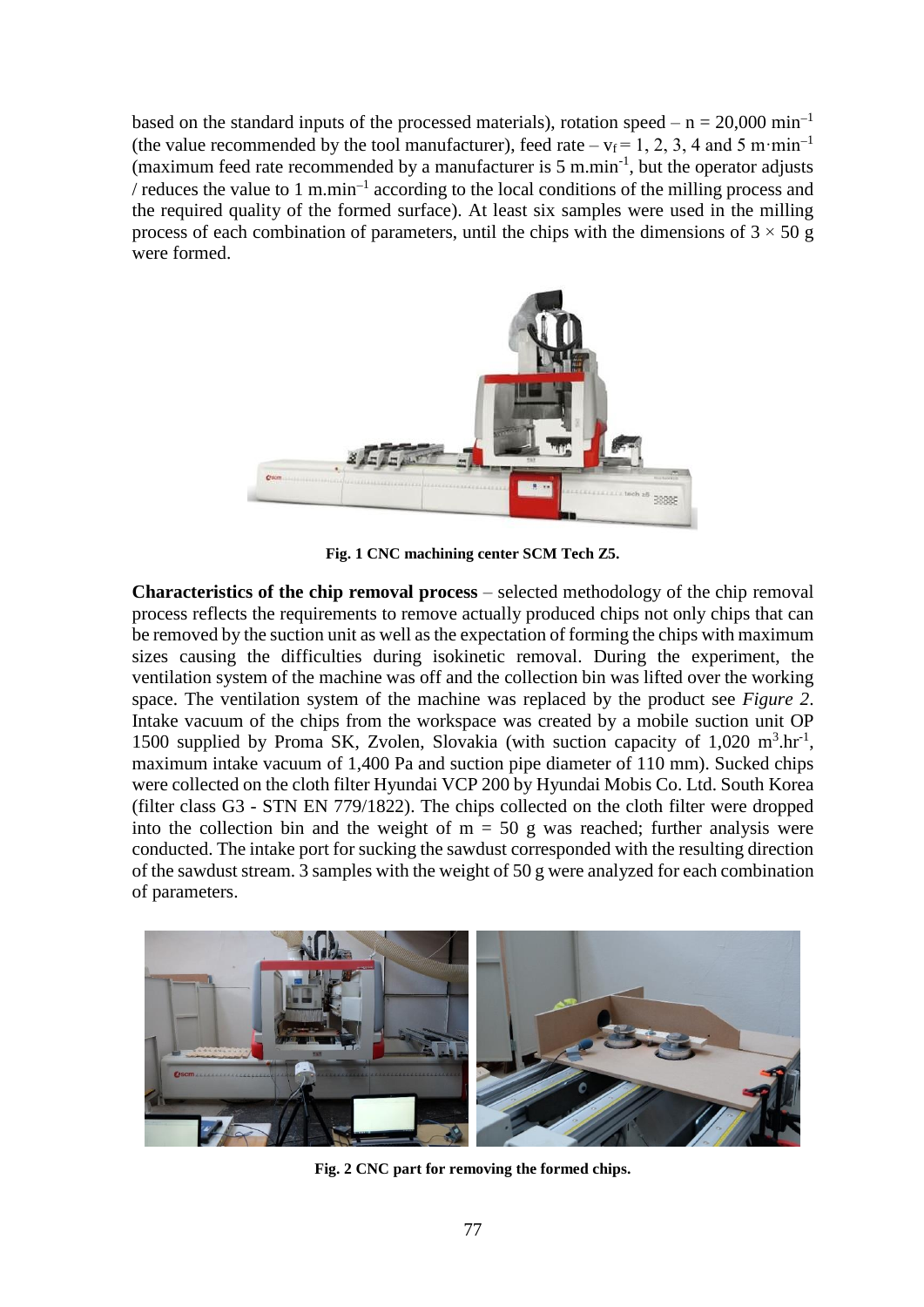based on the standard inputs of the processed materials), rotation speed – $n = 20{,}000$ min$^{-1}$ (the value recommended by the tool manufacturer), feed rate – $v_f = 1, 2, 3, 4$ and $5$ m·min$^{-1}$ (maximum feed rate recommended by a manufacturer is 5 m.min$^{-1}$, but the operator adjusts / reduces the value to 1 m.min$^{-1}$ according to the local conditions of the milling process and the required quality of the formed surface). At least six samples were used in the milling process of each combination of parameters, until the chips with the dimensions of $3 \times 50$ g were formed.

**Fig. 1 CNC machining center SCM Tech Z5.**

**Characteristics of the chip removal process** – selected methodology of the chip removal process reflects the requirements to remove actually produced chips not only chips that can be removed by the suction unit as well as the expectation of forming the chips with maximum sizes causing the difficulties during isokinetic removal. During the experiment, the ventilation system of the machine was off and the collection bin was lifted over the working space. The ventilation system of the machine was replaced by the product see *Figure 2*. Intake vacuum of the chips from the workspace was created by a mobile suction unit OP 1500 supplied by Proma SK, Zvolen, Slovakia (with suction capacity of 1,020 m$^3$.hr$^{-1}$, maximum intake vacuum of 1,400 Pa and suction pipe diameter of 110 mm). Sucked chips were collected on the cloth filter Hyundai VCP 200 by Hyundai Mobis Co. Ltd. South Korea (filter class G3 - STN EN 779/1822). The chips collected on the cloth filter were dropped into the collection bin and the weight of $m = 50$ g was reached; further analysis were conducted. The intake port for sucking the sawdust corresponded with the resulting direction of the sawdust stream. 3 samples with the weight of 50 g were analyzed for each combination of parameters.

**Fig. 2 CNC part for removing the formed chips.**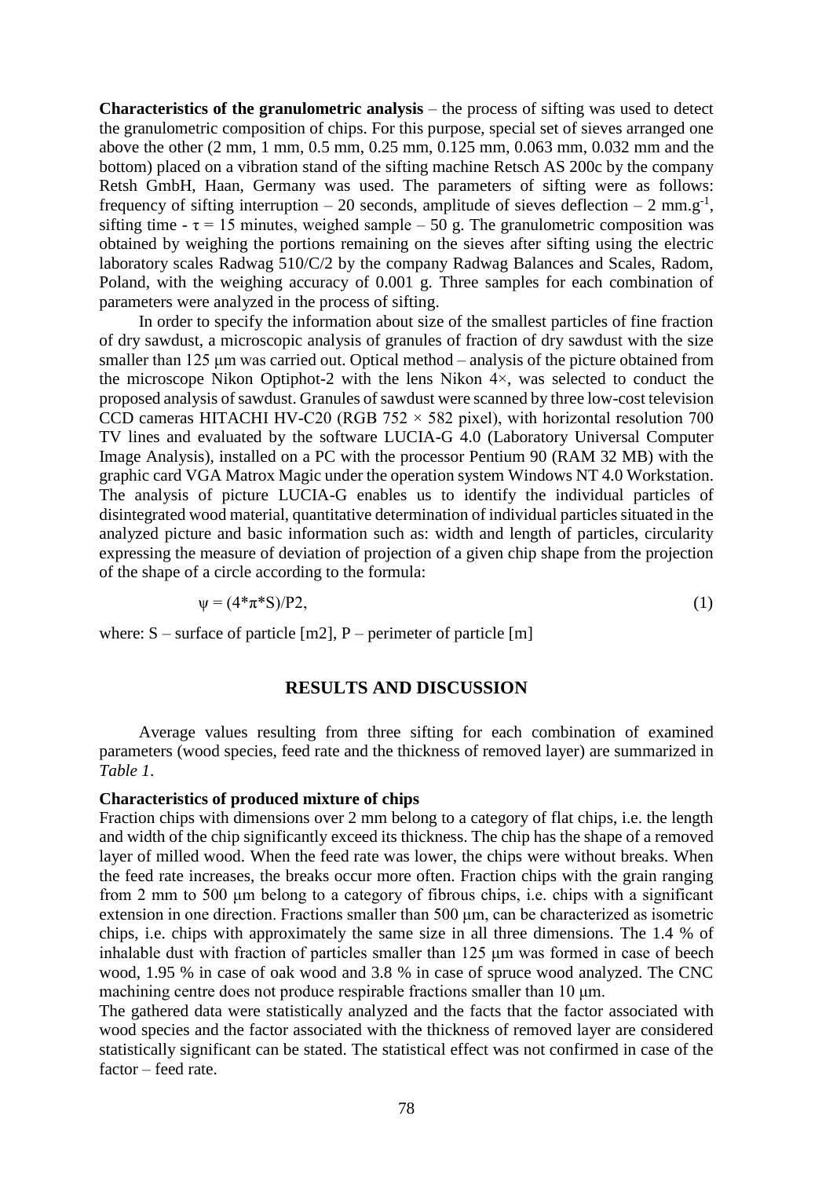**Characteristics of the granulometric analysis** – the process of sifting was used to detect the granulometric composition of chips. For this purpose, special set of sieves arranged one above the other (2 mm, 1 mm, 0.5 mm, 0.25 mm, 0.125 mm, 0.063 mm, 0.032 mm and the bottom) placed on a vibration stand of the sifting machine Retsch AS 200c by the company Retsh GmbH, Haan, Germany was used. The parameters of sifting were as follows: frequency of sifting interruption – 20 seconds, amplitude of sieves deflection – 2 mm.g$^{-1}$, sifting time - $\tau$ = 15 minutes, weighed sample – 50 g. The granulometric composition was obtained by weighing the portions remaining on the sieves after sifting using the electric laboratory scales Radwag 510/C/2 by the company Radwag Balances and Scales, Radom, Poland, with the weighing accuracy of 0.001 g. Three samples for each combination of parameters were analyzed in the process of sifting.

In order to specify the information about size of the smallest particles of fine fraction of dry sawdust, a microscopic analysis of granules of fraction of dry sawdust with the size smaller than 125 μm was carried out. Optical method – analysis of the picture obtained from the microscope Nikon Optiphot-2 with the lens Nikon 4×, was selected to conduct the proposed analysis of sawdust. Granules of sawdust were scanned by three low-cost television CCD cameras HITACHI HV-C20 (RGB 752 × 582 pixel), with horizontal resolution 700 TV lines and evaluated by the software LUCIA-G 4.0 (Laboratory Universal Computer Image Analysis), installed on a PC with the processor Pentium 90 (RAM 32 MB) with the graphic card VGA Matrox Magic under the operation system Windows NT 4.0 Workstation. The analysis of picture LUCIA-G enables us to identify the individual particles of disintegrated wood material, quantitative determination of individual particles situated in the analyzed picture and basic information such as: width and length of particles, circularity expressing the measure of deviation of projection of a given chip shape from the projection of the shape of a circle according to the formula:

$$\psi = (4 * \pi * S)/P^2, \tag{1}$$

where: S – surface of particle [m2], P – perimeter of particle [m]

## RESULTS AND DISCUSSION

Average values resulting from three sifting for each combination of examined parameters (wood species, feed rate and the thickness of removed layer) are summarized in *Table 1*.

### Characteristics of produced mixture of chips

Fraction chips with dimensions over 2 mm belong to a category of flat chips, i.e. the length and width of the chip significantly exceed its thickness. The chip has the shape of a removed layer of milled wood. When the feed rate was lower, the chips were without breaks. When the feed rate increases, the breaks occur more often. Fraction chips with the grain ranging from 2 mm to 500 μm belong to a category of fibrous chips, i.e. chips with a significant extension in one direction. Fractions smaller than 500 μm, can be characterized as isometric chips, i.e. chips with approximately the same size in all three dimensions. The 1.4 % of inhalable dust with fraction of particles smaller than 125 μm was formed in case of beech wood, 1.95 % in case of oak wood and 3.8 % in case of spruce wood analyzed. The CNC machining centre does not produce respirable fractions smaller than 10 μm.

The gathered data were statistically analyzed and the facts that the factor associated with wood species and the factor associated with the thickness of removed layer are considered statistically significant can be stated. The statistical effect was not confirmed in case of the factor – feed rate.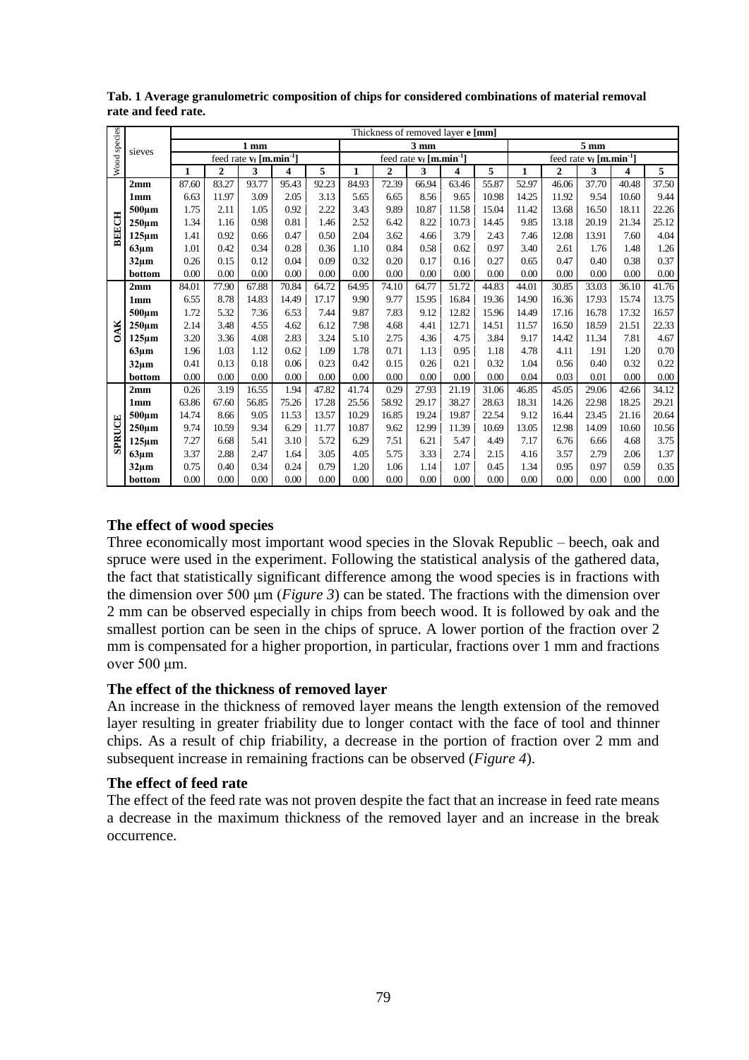**Tab. 1 Average granulometric composition of chips for considered combinations of material removal rate and feed rate.**

| Wood species | sieves | Thickness of removed layer **e** [mm] | | | | | | | | | | | | | | |
|---|---|---|---|---|---|---|---|---|---|---|---|---|---|---|---|---|
| | | 1 mm | | | | | 3 mm | | | | | 5 mm | | | | |
| | | feed rate $v_f$ [m.min$^{-1}$] | | | | | feed rate $v_f$ [m.min$^{-1}$] | | | | | feed rate $v_f$ [m.min$^{-1}$] | | | | |
| | | **1** | **2** | **3** | **4** | **5** | **1** | **2** | **3** | **4** | **5** | **1** | **2** | **3** | **4** | **5** |
| **BEECH** | **2mm** | 87.60 | 83.27 | 93.77 | 95.43 | 92.23 | 84.93 | 72.39 | 66.94 | 63.46 | 55.87 | 52.97 | 46.06 | 37.70 | 40.48 | 37.50 |
| | **1mm** | 6.63 | 11.97 | 3.09 | 2.05 | 3.13 | 5.65 | 6.65 | 8.56 | 9.65 | 10.98 | 14.25 | 11.92 | 9.54 | 10.60 | 9.44 |
| | **500μm** | 1.75 | 2.11 | 1.05 | 0.92 | 2.22 | 3.43 | 9.89 | 10.87 | 11.58 | 15.04 | 11.42 | 13.68 | 16.50 | 18.11 | 22.26 |
| | **250μm** | 1.34 | 1.16 | 0.98 | 0.81 | 1.46 | 2.52 | 6.42 | 8.22 | 10.73 | 14.45 | 9.85 | 13.18 | 20.19 | 21.34 | 25.12 |
| | **125μm** | 1.41 | 0.92 | 0.66 | 0.47 | 0.50 | 2.04 | 3.62 | 4.66 | 3.79 | 2.43 | 7.46 | 12.08 | 13.91 | 7.60 | 4.04 |
| | **63μm** | 1.01 | 0.42 | 0.34 | 0.28 | 0.36 | 1.10 | 0.84 | 0.58 | 0.62 | 0.97 | 3.40 | 2.61 | 1.76 | 1.48 | 1.26 |
| | **32μm** | 0.26 | 0.15 | 0.12 | 0.04 | 0.09 | 0.32 | 0.20 | 0.17 | 0.16 | 0.27 | 0.65 | 0.47 | 0.40 | 0.38 | 0.37 |
| | **bottom** | 0.00 | 0.00 | 0.00 | 0.00 | 0.00 | 0.00 | 0.00 | 0.00 | 0.00 | 0.00 | 0.00 | 0.00 | 0.00 | 0.00 | 0.00 |
| **OAK** | **2mm** | 84.01 | 77.90 | 67.88 | 70.84 | 64.72 | 64.95 | 74.10 | 64.77 | 51.72 | 44.83 | 44.01 | 30.85 | 33.03 | 36.10 | 41.76 |
| | **1mm** | 6.55 | 8.78 | 14.83 | 14.49 | 17.17 | 9.90 | 9.77 | 15.95 | 16.84 | 19.36 | 14.90 | 16.36 | 17.93 | 15.74 | 13.75 |
| | **500μm** | 1.72 | 5.32 | 7.36 | 6.53 | 7.44 | 9.87 | 7.83 | 9.12 | 12.82 | 15.96 | 14.49 | 17.16 | 16.78 | 17.32 | 16.57 |
| | **250μm** | 2.14 | 3.48 | 4.55 | 4.62 | 6.12 | 7.98 | 4.68 | 4.41 | 12.71 | 14.51 | 11.57 | 16.50 | 18.59 | 21.51 | 22.33 |
| | **125μm** | 3.20 | 3.36 | 4.08 | 2.83 | 3.24 | 5.10 | 2.75 | 4.36 | 4.75 | 3.84 | 9.17 | 14.42 | 11.34 | 7.81 | 4.67 |
| | **63μm** | 1.96 | 1.03 | 1.12 | 0.62 | 1.09 | 1.78 | 0.71 | 1.13 | 0.95 | 1.18 | 4.78 | 4.11 | 1.91 | 1.20 | 0.70 |
| | **32μm** | 0.41 | 0.13 | 0.18 | 0.06 | 0.23 | 0.42 | 0.15 | 0.26 | 0.21 | 0.32 | 1.04 | 0.56 | 0.40 | 0.32 | 0.22 |
| | **bottom** | 0.00 | 0.00 | 0.00 | 0.00 | 0.00 | 0.00 | 0.00 | 0.00 | 0.00 | 0.00 | 0.04 | 0.03 | 0.01 | 0.00 | 0.00 |
| **SPRUCE** | **2mm** | 0.26 | 3.19 | 16.55 | 1.94 | 47.82 | 41.74 | 0.29 | 27.93 | 21.19 | 31.06 | 46.85 | 45.05 | 29.06 | 42.66 | 34.12 |
| | **1mm** | 63.86 | 67.60 | 56.85 | 75.26 | 17.28 | 25.56 | 58.92 | 29.17 | 38.27 | 28.63 | 18.31 | 14.26 | 22.98 | 18.25 | 29.21 |
| | **500μm** | 14.74 | 8.66 | 9.05 | 11.53 | 13.57 | 10.29 | 16.85 | 19.24 | 19.87 | 22.54 | 9.12 | 16.44 | 23.45 | 21.16 | 20.64 |
| | **250μm** | 9.74 | 10.59 | 9.34 | 6.29 | 11.77 | 10.87 | 9.62 | 12.99 | 11.39 | 10.69 | 13.05 | 12.98 | 14.09 | 10.60 | 10.56 |
| | **125μm** | 7.27 | 6.68 | 5.41 | 3.10 | 5.72 | 6.29 | 7.51 | 6.21 | 5.47 | 4.49 | 7.17 | 6.76 | 6.66 | 4.68 | 3.75 |
| | **63μm** | 3.37 | 2.88 | 2.47 | 1.64 | 3.05 | 4.05 | 5.75 | 3.33 | 2.74 | 2.15 | 4.16 | 3.57 | 2.79 | 2.06 | 1.37 |
| | **32μm** | 0.75 | 0.40 | 0.34 | 0.24 | 0.79 | 1.20 | 1.06 | 1.14 | 1.07 | 0.45 | 1.34 | 0.95 | 0.97 | 0.59 | 0.35 |
| | **bottom** | 0.00 | 0.00 | 0.00 | 0.00 | 0.00 | 0.00 | 0.00 | 0.00 | 0.00 | 0.00 | 0.00 | 0.00 | 0.00 | 0.00 | 0.00 |

### The effect of wood species

Three economically most important wood species in the Slovak Republic – beech, oak and spruce were used in the experiment. Following the statistical analysis of the gathered data, the fact that statistically significant difference among the wood species is in fractions with the dimension over 500 μm (*Figure 3*) can be stated. The fractions with the dimension over 2 mm can be observed especially in chips from beech wood. It is followed by oak and the smallest portion can be seen in the chips of spruce. A lower portion of the fraction over 2 mm is compensated for a higher proportion, in particular, fractions over 1 mm and fractions over 500 μm.

### The effect of the thickness of removed layer

An increase in the thickness of removed layer means the length extension of the removed layer resulting in greater friability due to longer contact with the face of tool and thinner chips. As a result of chip friability, a decrease in the portion of fraction over 2 mm and subsequent increase in remaining fractions can be observed (*Figure 4*).

### The effect of feed rate

The effect of the feed rate was not proven despite the fact that an increase in feed rate means a decrease in the maximum thickness of the removed layer and an increase in the break occurrence.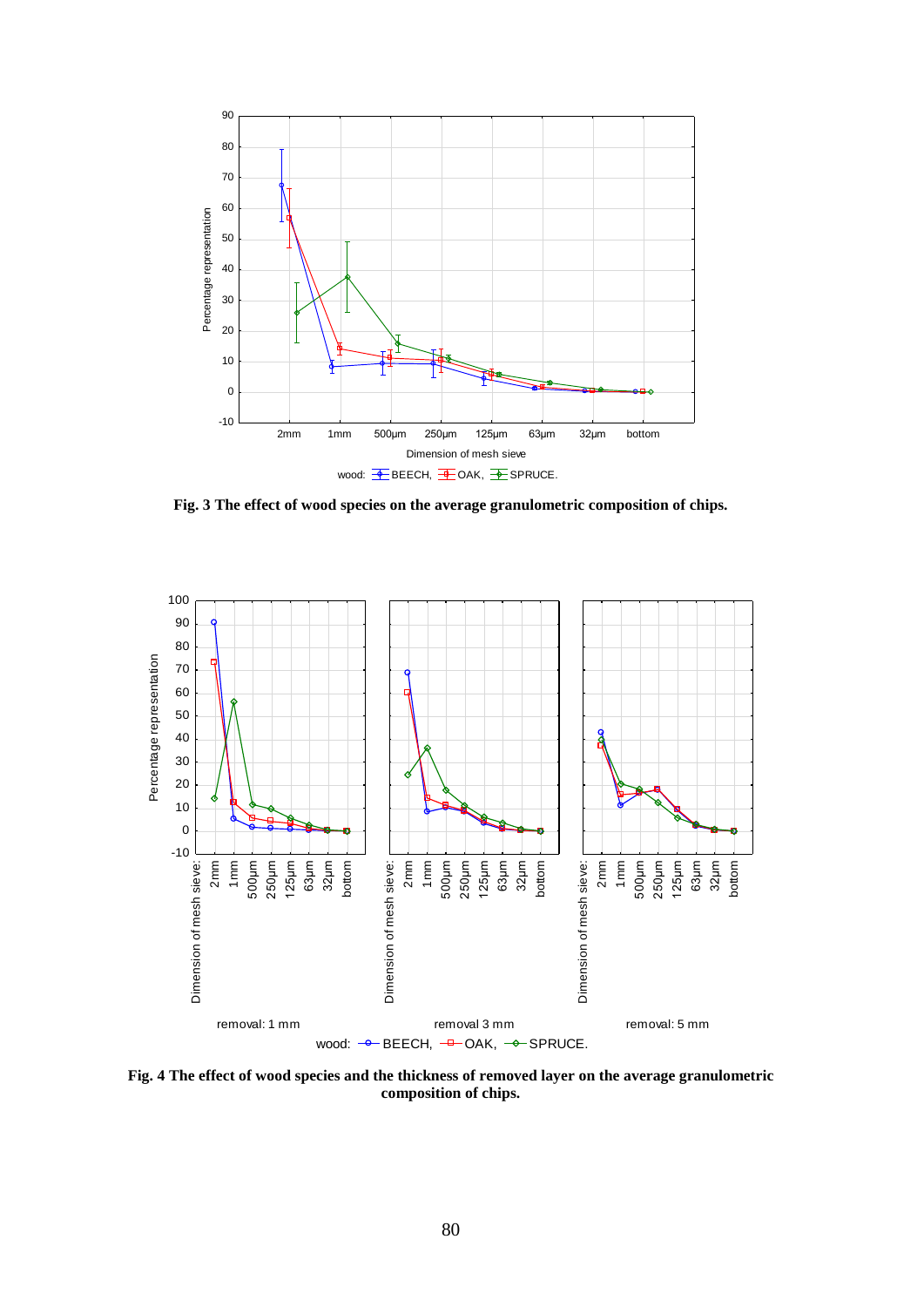**Fig. 3 The effect of wood species on the average granulometric composition of chips.**

**Fig. 4 The effect of wood species and the thickness of removed layer on the average granulometric composition of chips.**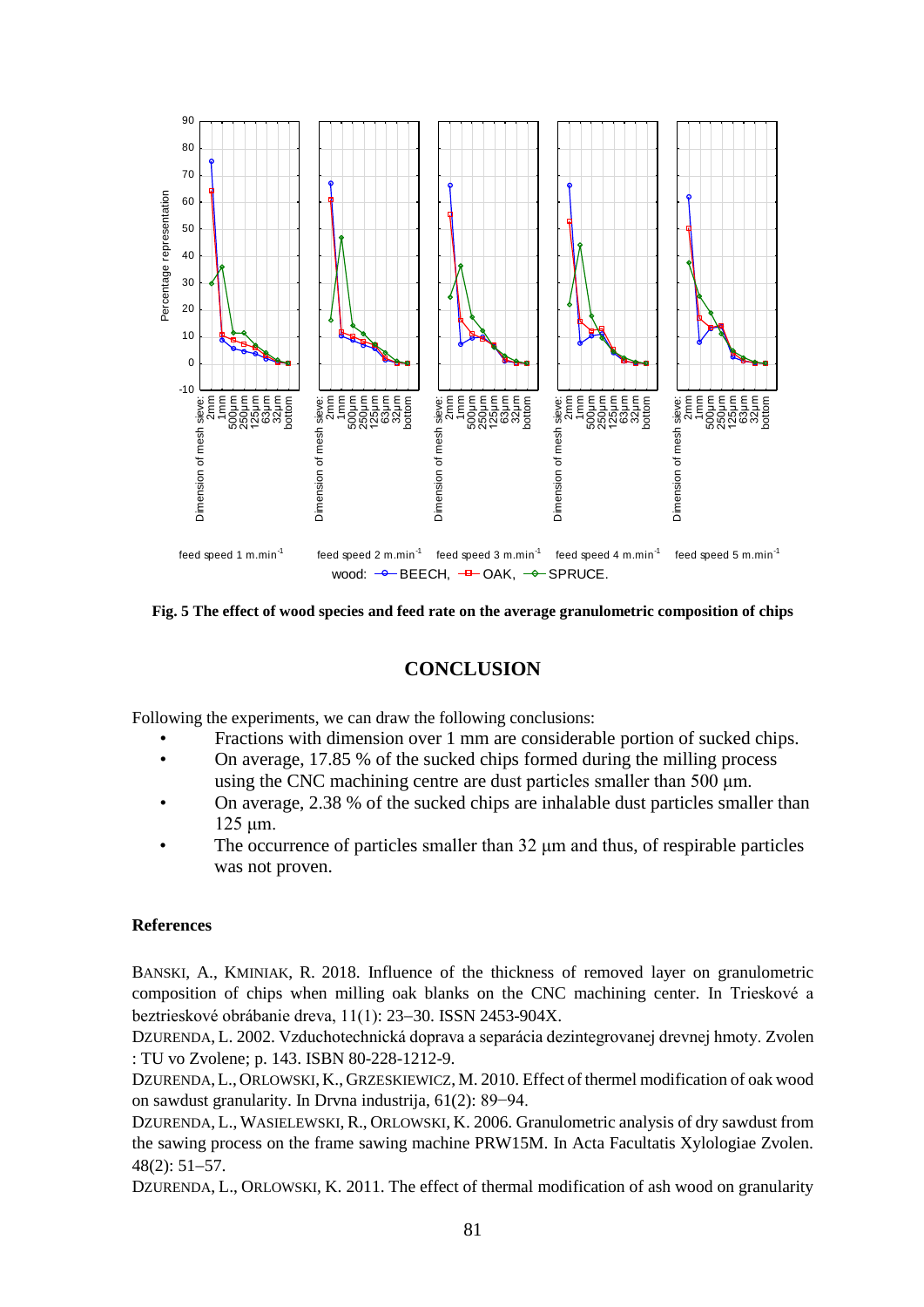**Fig. 5 The effect of wood species and feed rate on the average granulometric composition of chips**

## CONCLUSION

Following the experiments, we can draw the following conclusions:

- Fractions with dimension over 1 mm are considerable portion of sucked chips.
- On average, 17.85 % of the sucked chips formed during the milling process using the CNC machining centre are dust particles smaller than 500 μm.
- On average, 2.38 % of the sucked chips are inhalable dust particles smaller than 125 μm.
- The occurrence of particles smaller than 32 μm and thus, of respirable particles was not proven.

### References

BANSKI, A., KMINIAK, R. 2018. Influence of the thickness of removed layer on granulometric composition of chips when milling oak blanks on the CNC machining center. In Trieskové a beztrieskové obrábanie dreva, 11(1): 23–30. ISSN 2453-904X.

DZURENDA, L. 2002. Vzduchotechnická doprava a separácia dezintegrovanej drevnej hmoty. Zvolen : TU vo Zvolene; p. 143. ISBN 80-228-1212-9.

DZURENDA, L., ORLOWSKI, K., GRZESKIEWICZ, M. 2010. Effect of thermel modification of oak wood on sawdust granularity. In Drvna industrija, 61(2): 89−94.

DZURENDA, L., WASIELEWSKI, R., ORLOWSKI, K. 2006. Granulometric analysis of dry sawdust from the sawing process on the frame sawing machine PRW15M. In Acta Facultatis Xylologiae Zvolen. 48(2): 51−57.

DZURENDA, L., ORLOWSKI, K. 2011. The effect of thermal modification of ash wood on granularity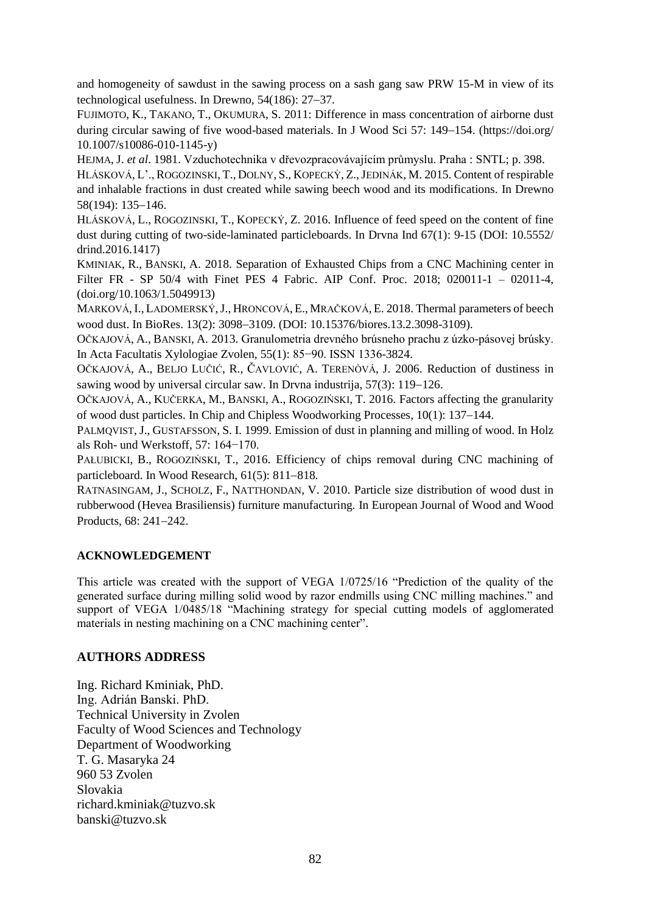and homogeneity of sawdust in the sawing process on a sash gang saw PRW 15-M in view of its technological usefulness. In Drewno, 54(186): 27–37.

FUJIMOTO, K., TAKANO, T., OKUMURA, S. 2011: Difference in mass concentration of airborne dust during circular sawing of five wood-based materials. In J Wood Sci 57: 149–154. (https://doi.org/10.1007/s10086-010-1145-y)

HEJMA, J. *et al*. 1981. Vzduchotechnika v dřevozpracovávajícím průmyslu. Praha : SNTL; p. 398.

HLÁSKOVÁ, L'., ROGOZINSKI, T., DOLNY, S., KOPECKÝ, Z., JEDINÁK, M. 2015. Content of respirable and inhalable fractions in dust created while sawing beech wood and its modifications. In Drewno 58(194): 135–146.

HLÁSKOVÁ, L., ROGOZINSKI, T., KOPECKÝ, Z. 2016. Influence of feed speed on the content of fine dust during cutting of two-side-laminated particleboards. In Drvna Ind 67(1): 9-15 (DOI: 10.5552/drind.2016.1417)

KMINIAK, R., BANSKI, A. 2018. Separation of Exhausted Chips from a CNC Machining center in Filter FR - SP 50/4 with Finet PES 4 Fabric. AIP Conf. Proc. 2018; 020011-1 – 02011-4, (doi.org/10.1063/1.5049913)

MARKOVÁ, I., LADOMERSKÝ, J., HRONCOVÁ, E., MRAČKOVÁ, E. 2018. Thermal parameters of beech wood dust. In BioRes. 13(2): 3098–3109. (DOI: 10.15376/biores.13.2.3098-3109).

OČKAJOVÁ, A., BANSKI, A. 2013. Granulometria drevného brúsneho prachu z úzko-pásovej brúsky. In Acta Facultatis Xylologiae Zvolen, 55(1): 85−90. ISSN 1336-3824.

OČKAJOVÁ, A., BELJO LUČIĆ, R., ČAVLOVIĆ, A. TERENÒVÁ, J. 2006. Reduction of dustiness in sawing wood by universal circular saw. In Drvna industrija, 57(3): 119–126.

OČKAJOVÁ, A., KUČERKA, M., BANSKI, A., ROGOZIŃSKI, T. 2016. Factors affecting the granularity of wood dust particles. In Chip and Chipless Woodworking Processes, 10(1): 137–144.

PALMQVIST, J., GUSTAFSSON, S. I. 1999. Emission of dust in planning and milling of wood. In Holz als Roh- und Werkstoff, 57: 164−170.

PAŁUBICKI, B., ROGOZIŃSKI, T., 2016. Efficiency of chips removal during CNC machining of particleboard. In Wood Research, 61(5): 811–818.

RATNASINGAM, J., SCHOLZ, F., NATTHONDAN, V. 2010. Particle size distribution of wood dust in rubberwood (Hevea Brasiliensis) furniture manufacturing. In European Journal of Wood and Wood Products, 68: 241–242.

## ACKNOWLEDGEMENT

This article was created with the support of VEGA 1/0725/16 "Prediction of the quality of the generated surface during milling solid wood by razor endmills using CNC milling machines." and support of VEGA 1/0485/18 "Machining strategy for special cutting models of agglomerated materials in nesting machining on a CNC machining center".

## AUTHORS ADDRESS

Ing. Richard Kminiak, PhD.  
Ing. Adrián Banski. PhD.  
Technical University in Zvolen  
Faculty of Wood Sciences and Technology  
Department of Woodworking  
T. G. Masaryka 24  
960 53 Zvolen  
Slovakia  
richard.kminiak@tuzvo.sk  
banski@tuzvo.sk